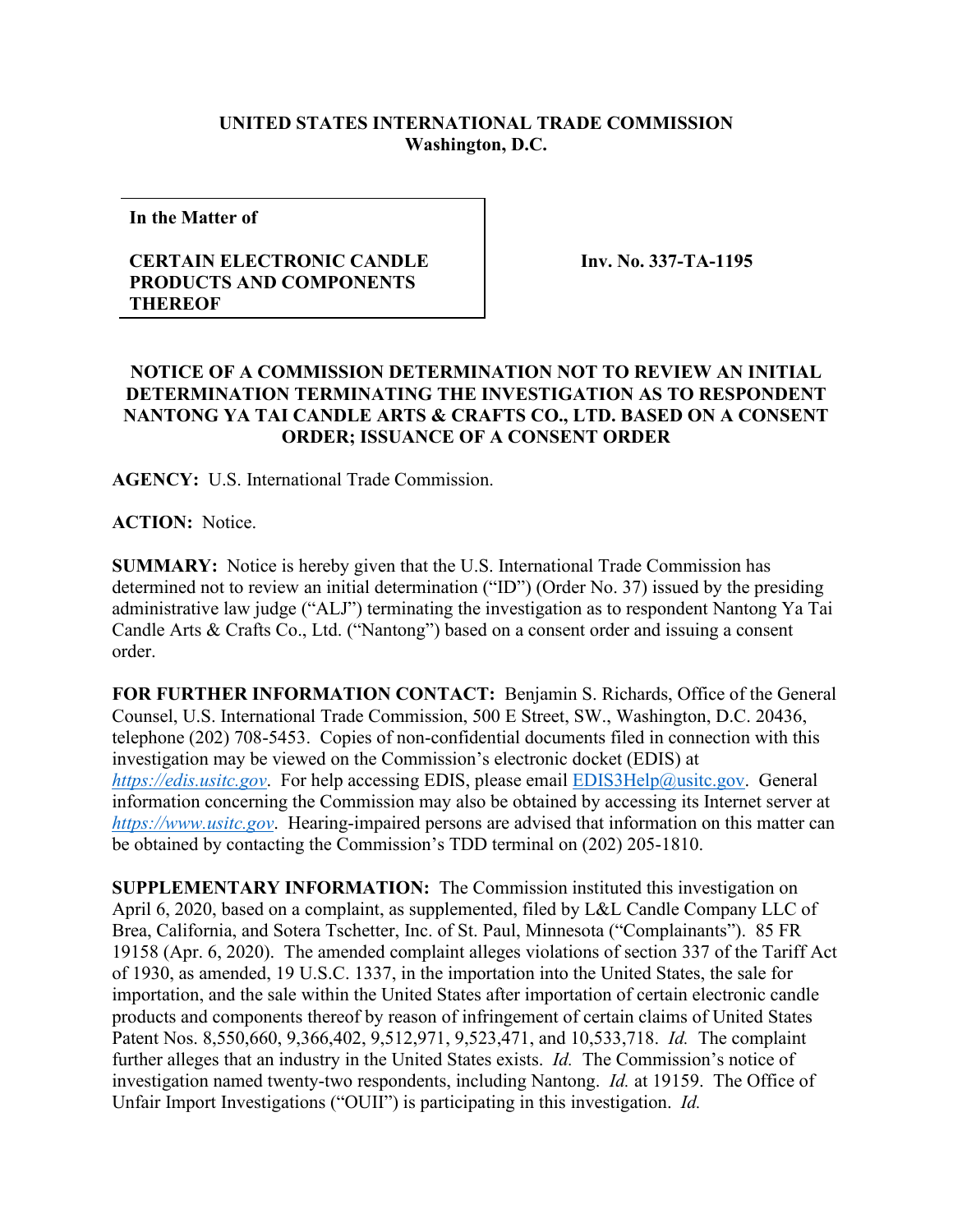**UNITED STATES INTERNATIONAL TRADE COMMISSION**
**Washington, D.C.**

| **In the Matter of** <br><br> **CERTAIN ELECTRONIC CANDLE PRODUCTS AND COMPONENTS THEREOF** | **Inv. No. 337-TA-1195** |
| --- | --- |

**NOTICE OF A COMMISSION DETERMINATION NOT TO REVIEW AN INITIAL DETERMINATION TERMINATING THE INVESTIGATION AS TO RESPONDENT NANTONG YA TAI CANDLE ARTS & CRAFTS CO., LTD. BASED ON A CONSENT ORDER; ISSUANCE OF A CONSENT ORDER**

**AGENCY:** U.S. International Trade Commission.

**ACTION:** Notice.

**SUMMARY:** Notice is hereby given that the U.S. International Trade Commission has determined not to review an initial determination ("ID") (Order No. 37) issued by the presiding administrative law judge ("ALJ") terminating the investigation as to respondent Nantong Ya Tai Candle Arts & Crafts Co., Ltd. ("Nantong") based on a consent order and issuing a consent order.

**FOR FURTHER INFORMATION CONTACT:** Benjamin S. Richards, Office of the General Counsel, U.S. International Trade Commission, 500 E Street, SW., Washington, D.C. 20436, telephone (202) 708-5453. Copies of non-confidential documents filed in connection with this investigation may be viewed on the Commission's electronic docket (EDIS) at *https://edis.usitc.gov*. For help accessing EDIS, please email EDIS3Help@usitc.gov. General information concerning the Commission may also be obtained by accessing its Internet server at *https://www.usitc.gov*. Hearing-impaired persons are advised that information on this matter can be obtained by contacting the Commission's TDD terminal on (202) 205-1810.

**SUPPLEMENTARY INFORMATION:** The Commission instituted this investigation on April 6, 2020, based on a complaint, as supplemented, filed by L&L Candle Company LLC of Brea, California, and Sotera Tschetter, Inc. of St. Paul, Minnesota ("Complainants"). 85 FR 19158 (Apr. 6, 2020). The amended complaint alleges violations of section 337 of the Tariff Act of 1930, as amended, 19 U.S.C. 1337, in the importation into the United States, the sale for importation, and the sale within the United States after importation of certain electronic candle products and components thereof by reason of infringement of certain claims of United States Patent Nos. 8,550,660, 9,366,402, 9,512,971, 9,523,471, and 10,533,718. *Id.* The complaint further alleges that an industry in the United States exists. *Id.* The Commission's notice of investigation named twenty-two respondents, including Nantong. *Id.* at 19159. The Office of Unfair Import Investigations ("OUII") is participating in this investigation. *Id.*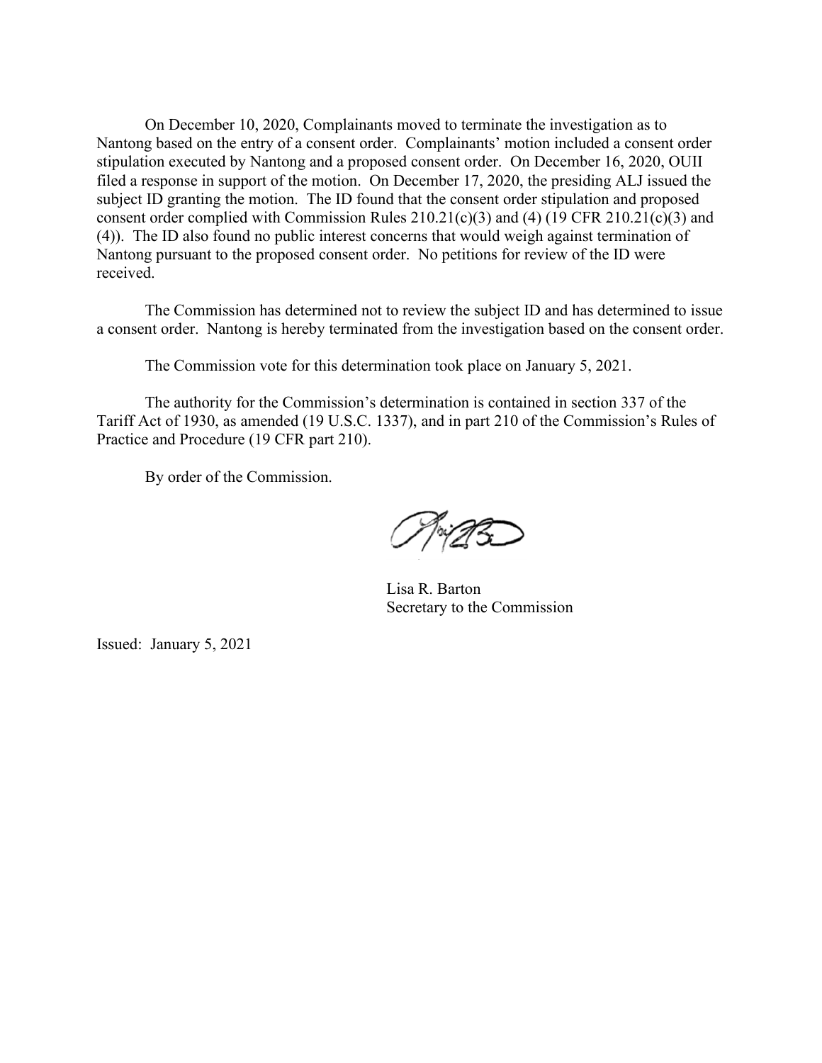On December 10, 2020, Complainants moved to terminate the investigation as to Nantong based on the entry of a consent order. Complainants' motion included a consent order stipulation executed by Nantong and a proposed consent order. On December 16, 2020, OUII filed a response in support of the motion. On December 17, 2020, the presiding ALJ issued the subject ID granting the motion. The ID found that the consent order stipulation and proposed consent order complied with Commission Rules 210.21(c)(3) and (4) (19 CFR 210.21(c)(3) and (4)). The ID also found no public interest concerns that would weigh against termination of Nantong pursuant to the proposed consent order. No petitions for review of the ID were received.

The Commission has determined not to review the subject ID and has determined to issue a consent order. Nantong is hereby terminated from the investigation based on the consent order.

The Commission vote for this determination took place on January 5, 2021.

The authority for the Commission's determination is contained in section 337 of the Tariff Act of 1930, as amended (19 U.S.C. 1337), and in part 210 of the Commission's Rules of Practice and Procedure (19 CFR part 210).

By order of the Commission.

Lisa R. Barton
Secretary to the Commission

Issued: January 5, 2021